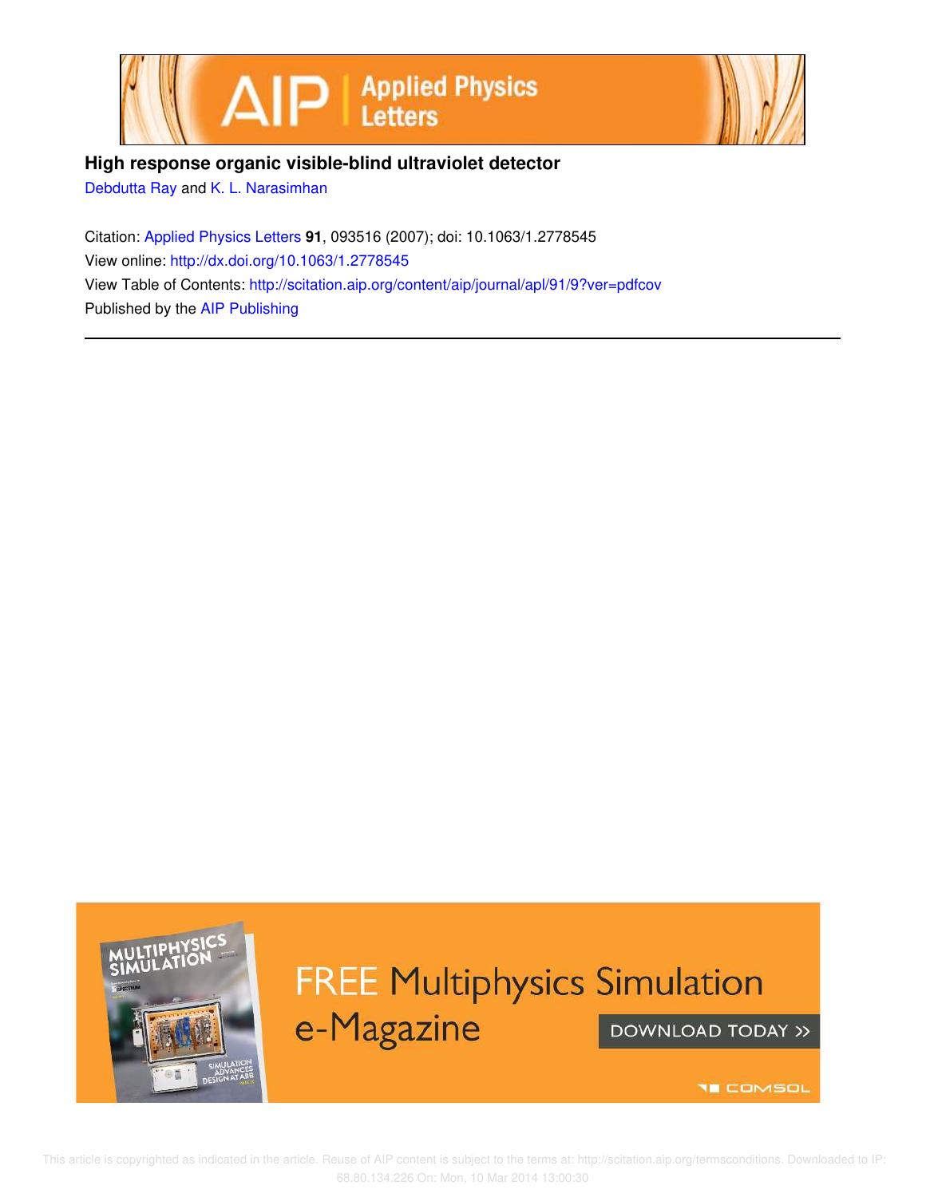**High response organic visible-blind ultraviolet detector**

Debdutta Ray and K. L. Narasimhan

Citation: Applied Physics Letters **91**, 093516 (2007); doi: 10.1063/1.2778545

View online: http://dx.doi.org/10.1063/1.2778545

View Table of Contents: http://scitation.aip.org/content/aip/journal/apl/91/9?ver=pdfcov

Published by the AIP Publishing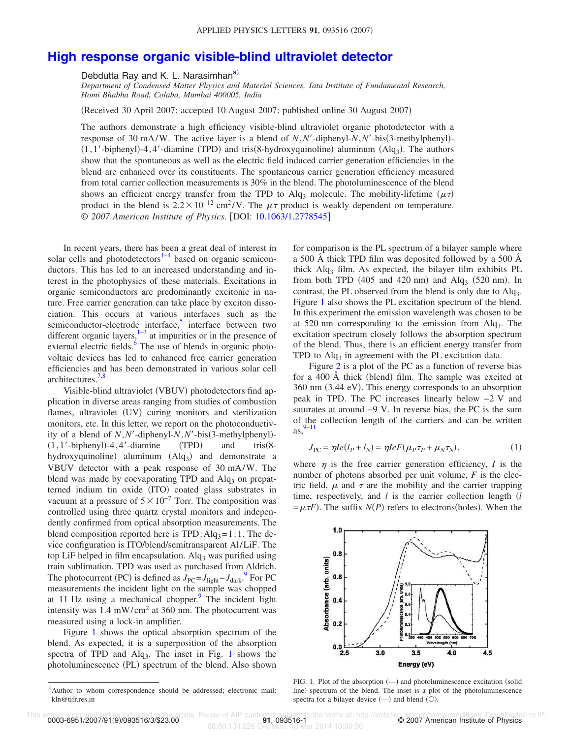# High response organic visible-blind ultraviolet detector

Debdutta Ray and K. L. Narasimhan[a)]

*Department of Condensed Matter Physics and Material Sciences, Tata Institute of Fundamental Research, Homi Bhabha Road, Colaba, Mumbai 400005, India*

(Received 30 April 2007; accepted 10 August 2007; published online 30 August 2007)

The authors demonstrate a high efficiency visible-blind ultraviolet organic photodetector with a response of 30 mA/W. The active layer is a blend of *N*,*N*′-diphenyl-*N*,*N*′-bis(3-methylphenyl)-(1,1′-biphenyl)-4,4′-diamine (TPD) and tris(8-hydroxyquinoline) aluminum ($Alq_3$). The authors show that the spontaneous as well as the electric field induced carrier generation efficiencies in the blend are enhanced over its constituents. The spontaneous carrier generation efficiency measured from total carrier collection measurements is 30% in the blend. The photoluminescence of the blend shows an efficient energy transfer from the TPD to $Alq_3$ molecule. The mobility-lifetime ($\mu\tau$) product in the blend is $2.2\times10^{-12}$ cm$^2$/V. The $\mu\tau$ product is weakly dependent on temperature. © *2007 American Institute of Physics*. [DOI: 10.1063/1.2778545]

In recent years, there has been a great deal of interest in solar cells and photodetectors[1–4] based on organic semiconductors. This has led to an increased understanding and interest in the photophysics of these materials. Excitations in organic semiconductors are predominantly excitonic in nature. Free carrier generation can take place by exciton dissociation. This occurs at various interfaces such as the semiconductor-electrode interface,[5] interface between two different organic layers,[1–3] at impurities or in the presence of external electric fields.[6] The use of blends in organic photovoltaic devices has led to enhanced free carrier generation efficiencies and has been demonstrated in various solar cell architectures.[7,8]

Visible-blind ultraviolet (VBUV) photodetectors find application in diverse areas ranging from studies of combustion flames, ultraviolet (UV) curing monitors and sterilization monitors, etc. In this letter, we report on the photoconductivity of a blend of *N*,*N*′-diphenyl-*N*,*N*′-bis(3-methylphenyl)-(1,1′-biphenyl)-4,4′-diamine (TPD) and tris(8-hydroxyquinoline) aluminum ($Alq_3$) and demonstrate a VBUV detector with a peak response of 30 mA/W. The blend was made by coevaporating TPD and $Alq_3$ on prepatterned indium tin oxide (ITO) coated glass substrates in vacuum at a pressure of $5\times10^{-7}$ Torr. The composition was controlled using three quartz crystal monitors and independently confirmed from optical absorption measurements. The blend composition reported here is TPD:$Alq_3$=1:1. The device configuration is ITO/blend/semitransparent Al/LiF. The top LiF helped in film encapsulation. $Alq_3$ was purified using train sublimation. TPD was used as purchased from Aldrich. The photocurrent (PC) is defined as $J_{PC}=J_{light}-J_{dark}$.[9] For PC measurements the incident light on the sample was chopped at 11 Hz using a mechanical chopper.[9] The incident light intensity was 1.4 mW/cm$^2$ at 360 nm. The photocurrent was measured using a lock-in amplifier.

Figure 1 shows the optical absorption spectrum of the blend. As expected, it is a superposition of the absorption spectra of TPD and $Alq_3$. The inset in Fig. 1 shows the photoluminescence (PL) spectrum of the blend. Also shown for comparison is the PL spectrum of a bilayer sample where a 500 Å thick TPD film was deposited followed by a 500 Å thick $Alq_3$ film. As expected, the bilayer film exhibits PL from both TPD (405 and 420 nm) and $Alq_3$ (520 nm). In contrast, the PL observed from the blend is only due to $Alq_3$. Figure 1 also shows the PL excitation spectrum of the blend. In this experiment the emission wavelength was chosen to be at 520 nm corresponding to the emission from $Alq_3$. The excitation spectrum closely follows the absorption spectrum of the blend. Thus, there is an efficient energy transfer from TPD to $Alq_3$ in agreement with the PL excitation data.

Figure 2 is a plot of the PC as a function of reverse bias for a 400 Å thick (blend) film. The sample was excited at 360 nm (3.44 eV). This energy corresponds to an absorption peak in TPD. The PC increases linearly below −2 V and saturates at around −9 V. In reverse bias, the PC is the sum of the collection length of the carriers and can be written as,[9–11]

$$J_{PC}=\eta Ie(l_P+l_N)=\eta IeF(\mu_P\tau_P+\mu_N\tau_N), \tag{1}$$

where $\eta$ is the free carrier generation efficiency, $I$ is the number of photons absorbed per unit volume, $F$ is the electric field, $\mu$ and $\tau$ are the mobility and the carrier trapping time, respectively, and $l$ is the carrier collection length ($l=\mu\tau F$). The suffix $N(P)$ refers to electrons(holes). When the

FIG. 1. Plot of the absorption (---) and photoluminescence excitation (solid line) spectrum of the blend. The inset is a plot of the photoluminescence spectra for a bilayer device (—) and blend (○).

---

[a)]Author to whom correspondence should be addressed; electronic mail: kln@tifr.res.in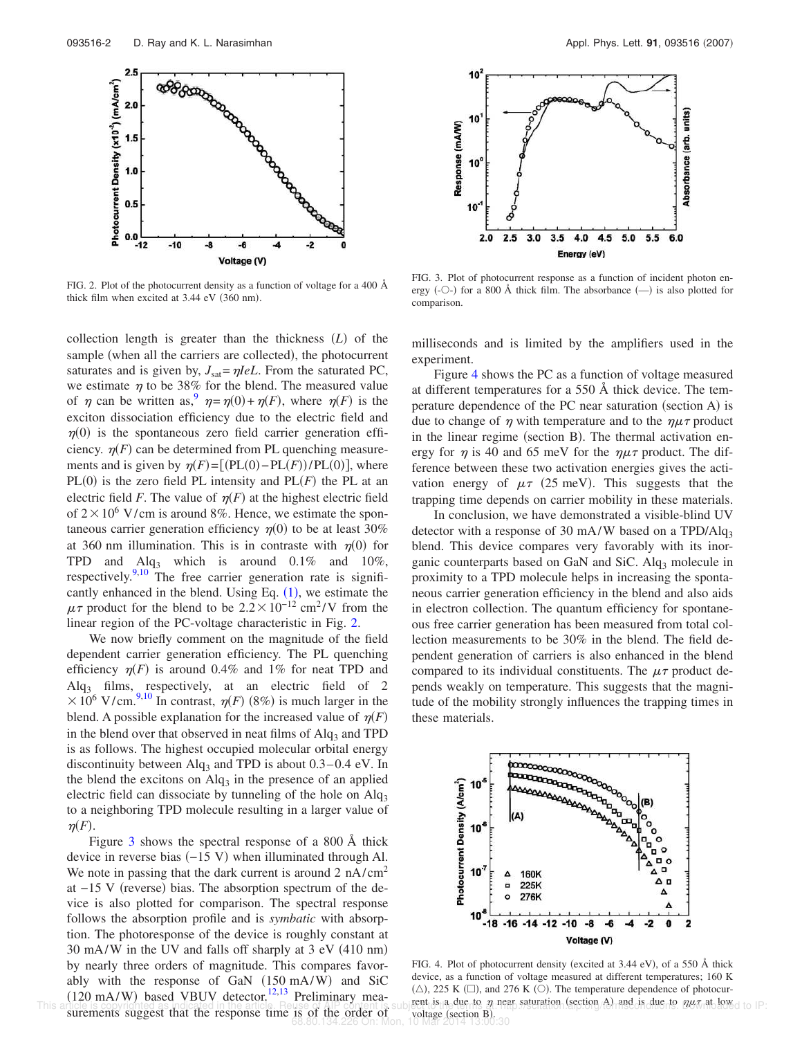FIG. 2. Plot of the photocurrent density as a function of voltage for a 400 Å thick film when excited at 3.44 eV (360 nm).

FIG. 3. Plot of photocurrent response as a function of incident photon energy (-○-) for a 800 Å thick film. The absorbance (—) is also plotted for comparison.

collection length is greater than the thickness $(L)$ of the sample (when all the carriers are collected), the photocurrent saturates and is given by, $J_{sat} = \eta IeL$. From the saturated PC, we estimate $\eta$ to be 38% for the blend. The measured value of $\eta$ can be written as,[9] $\eta = \eta(0) + \eta(F)$, where $\eta(F)$ is the exciton dissociation efficiency due to the electric field and $\eta(0)$ is the spontaneous zero field carrier generation efficiency. $\eta(F)$ can be determined from PL quenching measurements and is given by $\eta(F) = [(\mathrm{PL}(0) - \mathrm{PL}(F))/\mathrm{PL}(0)]$, where PL(0) is the zero field PL intensity and PL($F$) the PL at an electric field $F$. The value of $\eta(F)$ at the highest electric field of $2 \times 10^6$ V/cm is around 8%. Hence, we estimate the spontaneous carrier generation efficiency $\eta(0)$ to be at least 30% at 360 nm illumination. This is in contrast with $\eta(0)$ for TPD and $Alq_3$ which is around 0.1% and 10%, respectively.[9,10] The free carrier generation rate is significantly enhanced in the blend. Using Eq. (1), we estimate the $\mu\tau$ product for the blend to be $2.2 \times 10^{-12}$ cm$^2$/V from the linear region of the PC-voltage characteristic in Fig. 2.

We now briefly comment on the magnitude of the field dependent carrier generation efficiency. The PL quenching efficiency $\eta(F)$ is around 0.4% and 1% for neat TPD and $Alq_3$ films, respectively, at an electric field of $2 \times 10^6$ V/cm.[9,10] In contrast, $\eta(F)$ (8%) is much larger in the blend. A possible explanation for the increased value of $\eta(F)$ in the blend over that observed in neat films of $Alq_3$ and TPD is as follows. The highest occupied molecular orbital energy discontinuity between $Alq_3$ and TPD is about 0.3–0.4 eV. In the blend the excitons on $Alq_3$ in the presence of an applied electric field can dissociate by tunneling of the hole on $Alq_3$ to a neighboring TPD molecule resulting in a larger value of $\eta(F)$.

Figure 3 shows the spectral response of a 800 Å thick device in reverse bias (−15 V) when illuminated through Al. We note in passing that the dark current is around 2 nA/cm$^2$ at −15 V (reverse) bias. The absorption spectrum of the device is also plotted for comparison. The spectral response follows the absorption profile and is *symbatic* with absorption. The photoresponse of the device is roughly constant at 30 mA/W in the UV and falls off sharply at 3 eV (410 nm) by nearly three orders of magnitude. This compares favorably with the response of GaN (150 mA/W) and SiC (120 mA/W) based VBUV detector.[12,13] Preliminary measurements suggest that the response time is of the order of milliseconds and is limited by the amplifiers used in the experiment.

Figure 4 shows the PC as a function of voltage measured at different temperatures for a 550 Å thick device. The temperature dependence of the PC near saturation (section A) is due to change of $\eta$ with temperature and to the $\eta\mu\tau$ product in the linear regime (section B). The thermal activation energy for $\eta$ is 40 and 65 meV for the $\eta\mu\tau$ product. The difference between these two activation energies gives the activation energy of $\mu\tau$ (25 meV). This suggests that the trapping time depends on carrier mobility in these materials.

In conclusion, we have demonstrated a visible-blind UV detector with a response of 30 mA/W based on a TPD/$Alq_3$ blend. This device compares very favorably with its inorganic counterparts based on GaN and SiC. $Alq_3$ molecule in proximity to a TPD molecule helps in increasing the spontaneous carrier generation efficiency in the blend and also aids in electron collection. The quantum efficiency for spontaneous free carrier generation has been measured from total collection measurements to be 30% in the blend. The field dependent generation of carriers is also enhanced in the blend compared to its individual constituents. The $\mu\tau$ product depends weakly on temperature. This suggests that the magnitude of the mobility strongly influences the trapping times in these materials.

FIG. 4. Plot of photocurrent density (excited at 3.44 eV), of a 550 Å thick device, as a function of voltage measured at different temperatures; 160 K (△), 225 K (□), and 276 K (○). The temperature dependence of photocurrent is a due to $\eta$ near saturation (section A) and is due to $\eta\mu\tau$ at low voltage (section B).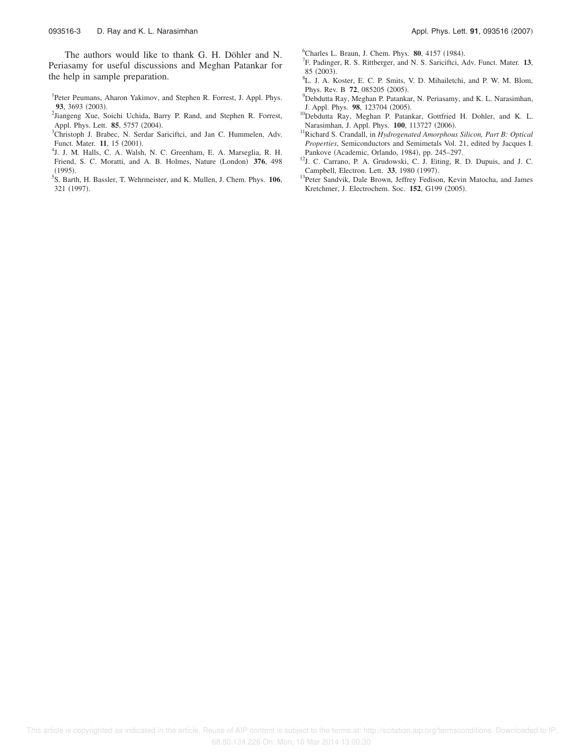The authors would like to thank G. H. Döhler and N. Periasamy for useful discussions and Meghan Patankar for the help in sample preparation.

[1]Peter Peumans, Aharon Yakimov, and Stephen R. Forrest, J. Appl. Phys. **93**, 3693 (2003).

[2]Jiangeng Xue, Soichi Uchida, Barry P. Rand, and Stephen R. Forrest, Appl. Phys. Lett. **85**, 5757 (2004).

[3]Christoph J. Brabec, N. Serdar Sariciftci, and Jan C. Hummelen, Adv. Funct. Mater. **11**, 15 (2001).

[4]J. J. M. Halls, C. A. Walsh, N. C. Greenham, E. A. Marseglia, R. H. Friend, S. C. Moratti, and A. B. Holmes, Nature (London) **376**, 498 (1995).

[5]S. Barth, H. Bassler, T. Wehrmeister, and K. Mullen, J. Chem. Phys. **106**, 321 (1997).

[6]Charles L. Braun, J. Chem. Phys. **80**, 4157 (1984).

[7]F. Padinger, R. S. Rittberger, and N. S. Sariciftci, Adv. Funct. Mater. **13**, 85 (2003).

[8]L. J. A. Koster, E. C. P. Smits, V. D. Mihailetchi, and P. W. M. Blom, Phys. Rev. B **72**, 085205 (2005).

[9]Debdutta Ray, Meghan P. Patankar, N. Periasamy, and K. L. Narasimhan, J. Appl. Phys. **98**, 123704 (2005).

[10]Debdutta Ray, Meghan P. Patankar, Gottfried H. Dohler, and K. L. Narasimhan, J. Appl. Phys. **100**, 113727 (2006).

[11]Richard S. Crandall, in *Hydrogenated Amorphous Silicon, Part B: Optical Properties*, Semiconductors and Semimetals Vol. 21, edited by Jacques I. Pankove (Academic, Orlando, 1984), pp. 245–297.

[12]J. C. Carrano, P. A. Grudowski, C. J. Eiting, R. D. Dupuis, and J. C. Campbell, Electron. Lett. **33**, 1980 (1997).

[13]Peter Sandvik, Dale Brown, Jeffrey Fedison, Kevin Matocha, and James Kretchmer, J. Electrochem. Soc. **152**, G199 (2005).